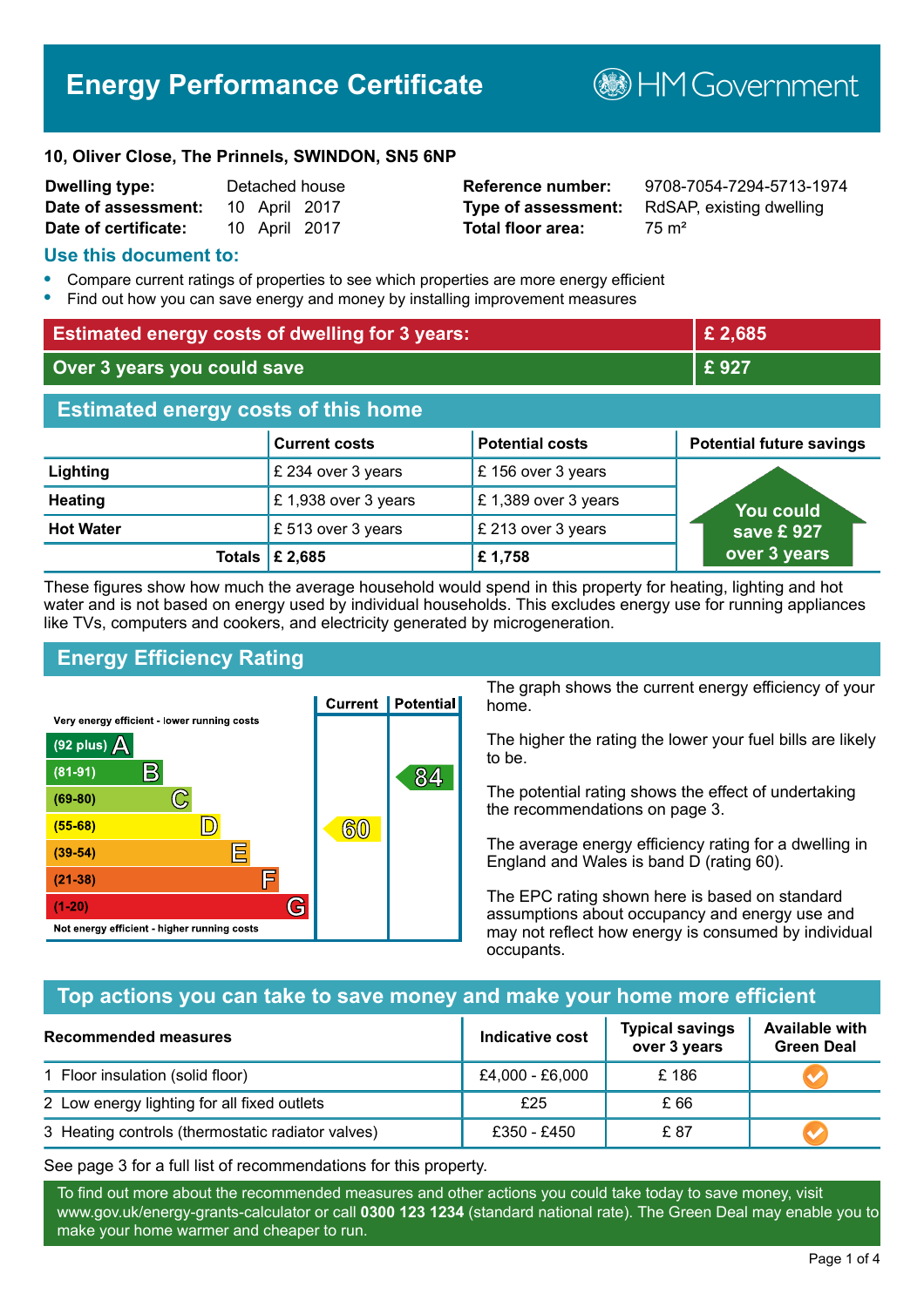# Energy Performance Certificate

HM Government

**10, Oliver Close, The Prinnels, SWINDON, SN5 6NP**

| | | | |
|---|---|---|---|
| **Dwelling type:** | Detached house | **Reference number:** | 9708-7054-7294-5713-1974 |
| **Date of assessment:** | 10 April 2017 | **Type of assessment:** | RdSAP, existing dwelling |
| **Date of certificate:** | 10 April 2017 | **Total floor area:** | 75 m² |

## Use this document to:

- Compare current ratings of properties to see which properties are more energy efficient
- Find out how you can save energy and money by installing improvement measures

| | |
|---|---|
| **Estimated energy costs of dwelling for 3 years:** | **£ 2,685** |
| **Over 3 years you could save** | **£ 927** |

## Estimated energy costs of this home

| | Current costs | Potential costs | Potential future savings |
|---|---|---|---|
| **Lighting** | £ 234 over 3 years | £ 156 over 3 years | You could save £ 927 over 3 years |
| **Heating** | £ 1,938 over 3 years | £ 1,389 over 3 years | |
| **Hot Water** | £ 513 over 3 years | £ 213 over 3 years | |
| **Totals** | **£ 2,685** | **£ 1,758** | |

These figures show how much the average household would spend in this property for heating, lighting and hot water and is not based on energy used by individual households. This excludes energy use for running appliances like TVs, computers and cookers, and electricity generated by microgeneration.

## Energy Efficiency Rating

Current | Potential

Very energy efficient - lower running costs

(92 plus) A

(81-91) B

(69-80) C

(55-68) D

(39-54) E

(21-38) F

(1-20) G

Not energy efficient - higher running costs

Current: 60

Potential: 84

The graph shows the current energy efficiency of your home.

The higher the rating the lower your fuel bills are likely to be.

The potential rating shows the effect of undertaking the recommendations on page 3.

The average energy efficiency rating for a dwelling in England and Wales is band D (rating 60).

The EPC rating shown here is based on standard assumptions about occupancy and energy use and may not reflect how energy is consumed by individual occupants.

## Top actions you can take to save money and make your home more efficient

| Recommended measures | Indicative cost | Typical savings over 3 years | Available with Green Deal |
|---|---|---|---|
| 1 Floor insulation (solid floor) | £4,000 - £6,000 | £ 186 | ✓ |
| 2 Low energy lighting for all fixed outlets | £25 | £ 66 | |
| 3 Heating controls (thermostatic radiator valves) | £350 - £450 | £ 87 | ✓ |

See page 3 for a full list of recommendations for this property.

To find out more about the recommended measures and other actions you could take today to save money, visit www.gov.uk/energy-grants-calculator or call **0300 123 1234** (standard national rate). The Green Deal may enable you to make your home warmer and cheaper to run.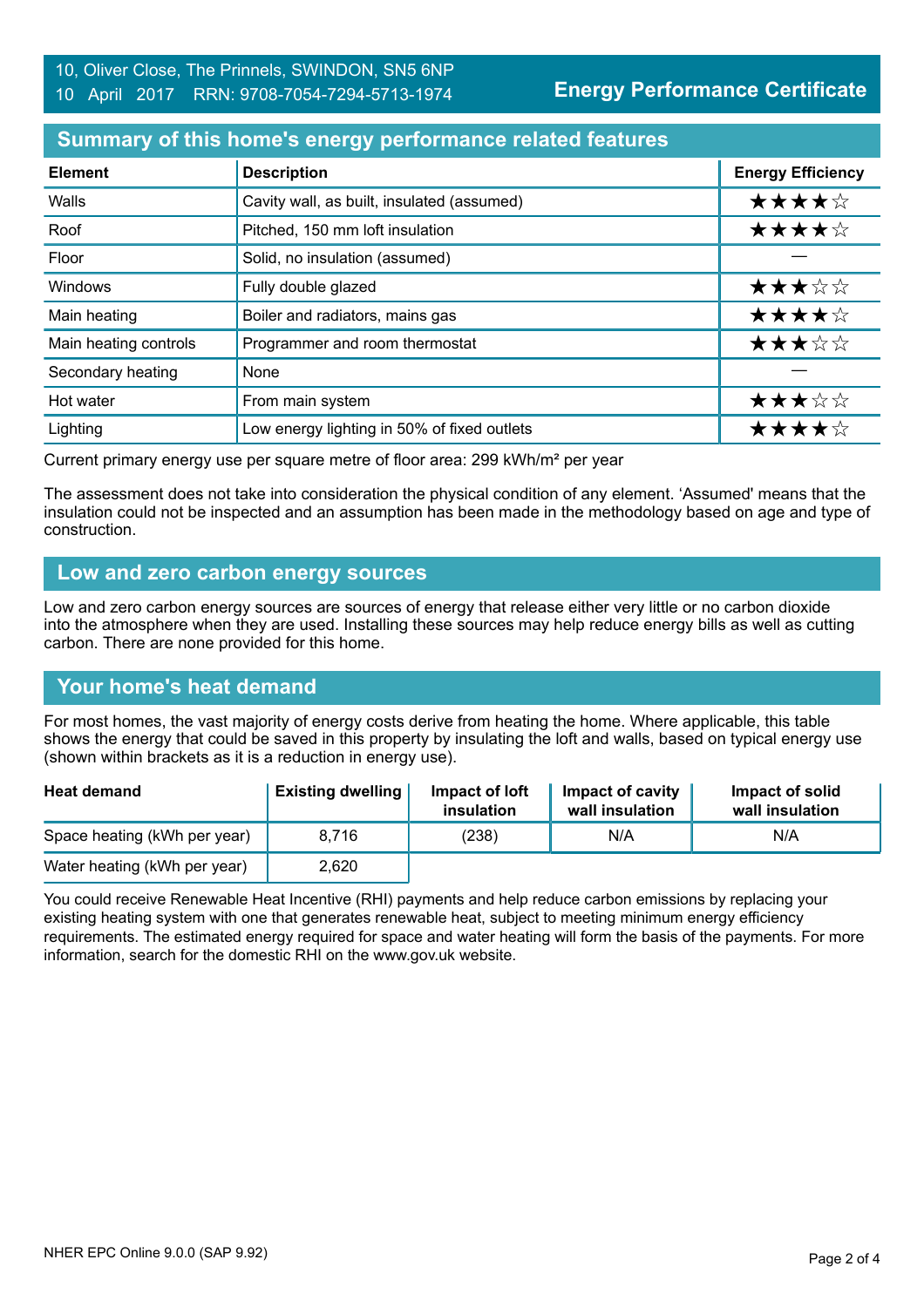10, Oliver Close, The Prinnels, SWINDON, SN5 6NP
10 April 2017 RRN: 9708-7054-7294-5713-1974

**Energy Performance Certificate**

## Summary of this home's energy performance related features

| Element | Description | Energy Efficiency |
|---|---|---|
| Walls | Cavity wall, as built, insulated (assumed) | ★★★★☆ |
| Roof | Pitched, 150 mm loft insulation | ★★★★☆ |
| Floor | Solid, no insulation (assumed) | — |
| Windows | Fully double glazed | ★★★☆☆ |
| Main heating | Boiler and radiators, mains gas | ★★★★☆ |
| Main heating controls | Programmer and room thermostat | ★★★☆☆ |
| Secondary heating | None | — |
| Hot water | From main system | ★★★☆☆ |
| Lighting | Low energy lighting in 50% of fixed outlets | ★★★★☆ |

Current primary energy use per square metre of floor area: 299 kWh/m² per year

The assessment does not take into consideration the physical condition of any element. 'Assumed' means that the insulation could not be inspected and an assumption has been made in the methodology based on age and type of construction.

## Low and zero carbon energy sources

Low and zero carbon energy sources are sources of energy that release either very little or no carbon dioxide into the atmosphere when they are used. Installing these sources may help reduce energy bills as well as cutting carbon. There are none provided for this home.

## Your home's heat demand

For most homes, the vast majority of energy costs derive from heating the home. Where applicable, this table shows the energy that could be saved in this property by insulating the loft and walls, based on typical energy use (shown within brackets as it is a reduction in energy use).

| Heat demand | Existing dwelling | Impact of loft insulation | Impact of cavity wall insulation | Impact of solid wall insulation |
|---|---|---|---|---|
| Space heating (kWh per year) | 8,716 | (238) | N/A | N/A |
| Water heating (kWh per year) | 2,620 | | | |

You could receive Renewable Heat Incentive (RHI) payments and help reduce carbon emissions by replacing your existing heating system with one that generates renewable heat, subject to meeting minimum energy efficiency requirements. The estimated energy required for space and water heating will form the basis of the payments. For more information, search for the domestic RHI on the www.gov.uk website.

NHER EPC Online 9.0.0 (SAP 9.92)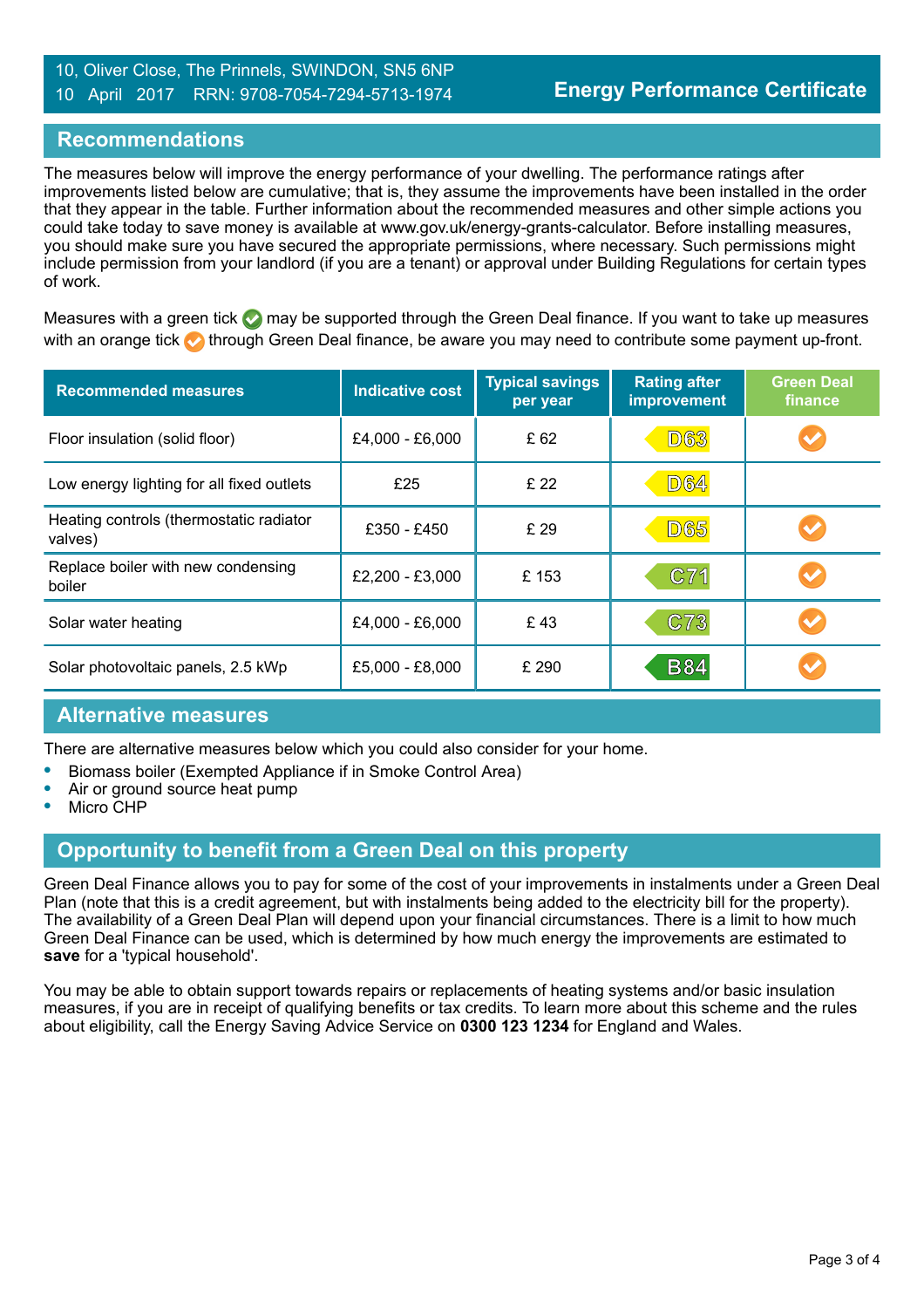10, Oliver Close, The Prinnels, SWINDON, SN5 6NP
10 April 2017 RRN: 9708-7054-7294-5713-1974

**Energy Performance Certificate**

## Recommendations

The measures below will improve the energy performance of your dwelling. The performance ratings after improvements listed below are cumulative; that is, they assume the improvements have been installed in the order that they appear in the table. Further information about the recommended measures and other simple actions you could take today to save money is available at www.gov.uk/energy-grants-calculator. Before installing measures, you should make sure you have secured the appropriate permissions, where necessary. Such permissions might include permission from your landlord (if you are a tenant) or approval under Building Regulations for certain types of work.

Measures with a green tick ✓ may be supported through the Green Deal finance. If you want to take up measures with an orange tick ✓ through Green Deal finance, be aware you may need to contribute some payment up-front.

| Recommended measures | Indicative cost | Typical savings per year | Rating after improvement | Green Deal finance |
|---|---|---|---|---|
| Floor insulation (solid floor) | £4,000 - £6,000 | £ 62 | D63 | ✓ (orange) |
| Low energy lighting for all fixed outlets | £25 | £ 22 | D64 | |
| Heating controls (thermostatic radiator valves) | £350 - £450 | £ 29 | D65 | ✓ (orange) |
| Replace boiler with new condensing boiler | £2,200 - £3,000 | £ 153 | C71 | ✓ (orange) |
| Solar water heating | £4,000 - £6,000 | £ 43 | C73 | ✓ (orange) |
| Solar photovoltaic panels, 2.5 kWp | £5,000 - £8,000 | £ 290 | B84 | ✓ (orange) |

## Alternative measures

There are alternative measures below which you could also consider for your home.

- Biomass boiler (Exempted Appliance if in Smoke Control Area)
- Air or ground source heat pump
- Micro CHP

## Opportunity to benefit from a Green Deal on this property

Green Deal Finance allows you to pay for some of the cost of your improvements in instalments under a Green Deal Plan (note that this is a credit agreement, but with instalments being added to the electricity bill for the property). The availability of a Green Deal Plan will depend upon your financial circumstances. There is a limit to how much Green Deal Finance can be used, which is determined by how much energy the improvements are estimated to **save** for a 'typical household'.

You may be able to obtain support towards repairs or replacements of heating systems and/or basic insulation measures, if you are in receipt of qualifying benefits or tax credits. To learn more about this scheme and the rules about eligibility, call the Energy Saving Advice Service on **0300 123 1234** for England and Wales.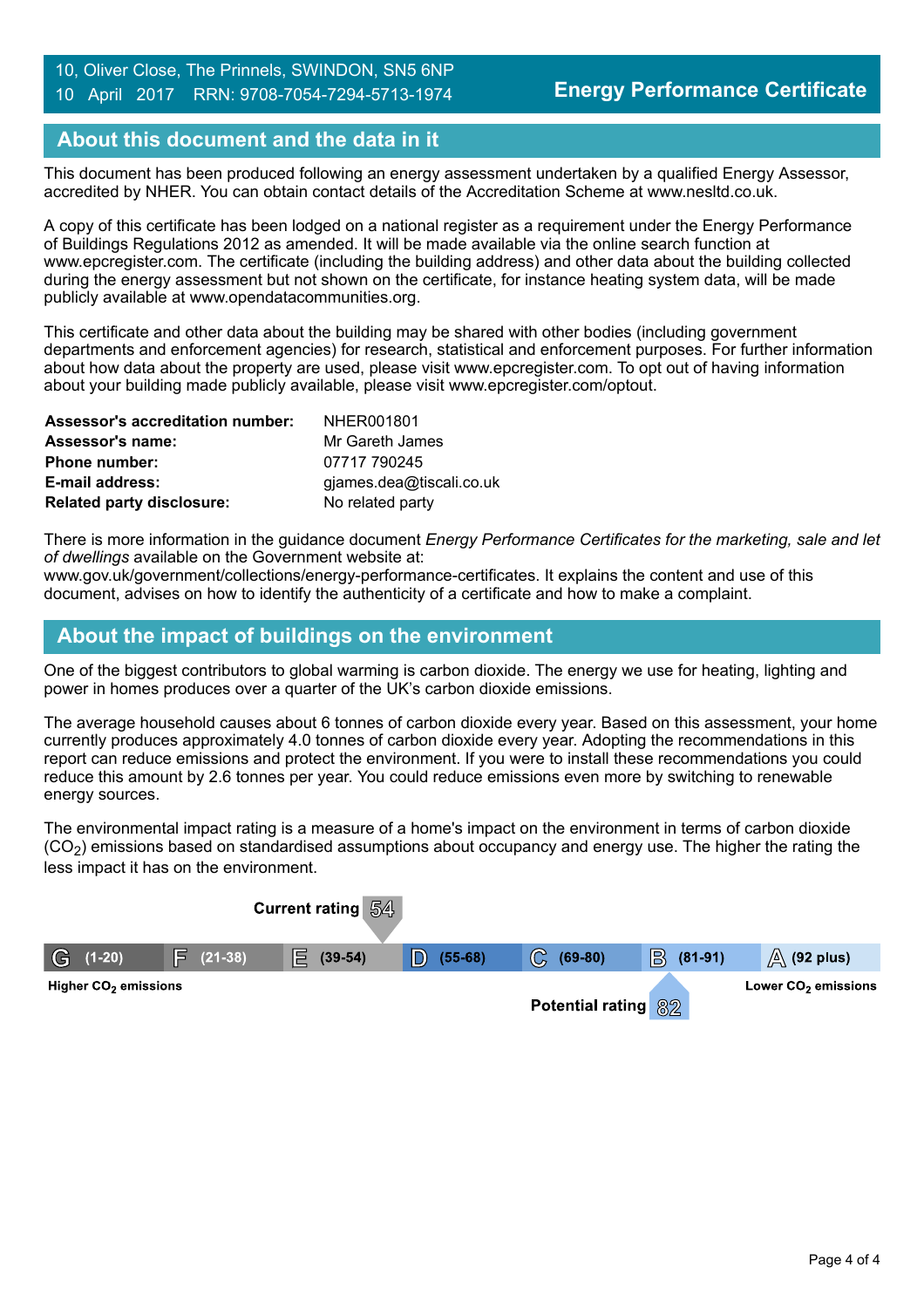10, Oliver Close, The Prinnels, SWINDON, SN5 6NP
10 April 2017 RRN: 9708-7054-7294-5713-1974

**Energy Performance Certificate**

## About this document and the data in it

This document has been produced following an energy assessment undertaken by a qualified Energy Assessor, accredited by NHER. You can obtain contact details of the Accreditation Scheme at www.nesltd.co.uk.

A copy of this certificate has been lodged on a national register as a requirement under the Energy Performance of Buildings Regulations 2012 as amended. It will be made available via the online search function at www.epcregister.com. The certificate (including the building address) and other data about the building collected during the energy assessment but not shown on the certificate, for instance heating system data, will be made publicly available at www.opendatacommunities.org.

This certificate and other data about the building may be shared with other bodies (including government departments and enforcement agencies) for research, statistical and enforcement purposes. For further information about how data about the property are used, please visit www.epcregister.com. To opt out of having information about your building made publicly available, please visit www.epcregister.com/optout.

| | |
|---|---|
| **Assessor's accreditation number:** | NHER001801 |
| **Assessor's name:** | Mr Gareth James |
| **Phone number:** | 07717 790245 |
| **E-mail address:** | gjames.dea@tiscali.co.uk |
| **Related party disclosure:** | No related party |

There is more information in the guidance document *Energy Performance Certificates for the marketing, sale and let of dwellings* available on the Government website at: www.gov.uk/government/collections/energy-performance-certificates. It explains the content and use of this document, advises on how to identify the authenticity of a certificate and how to make a complaint.

## About the impact of buildings on the environment

One of the biggest contributors to global warming is carbon dioxide. The energy we use for heating, lighting and power in homes produces over a quarter of the UK's carbon dioxide emissions.

The average household causes about 6 tonnes of carbon dioxide every year. Based on this assessment, your home currently produces approximately 4.0 tonnes of carbon dioxide every year. Adopting the recommendations in this report can reduce emissions and protect the environment. If you were to install these recommendations you could reduce this amount by 2.6 tonnes per year. You could reduce emissions even more by switching to renewable energy sources.

The environmental impact rating is a measure of a home's impact on the environment in terms of carbon dioxide ($CO_2$) emissions based on standardised assumptions about occupancy and energy use. The higher the rating the less impact it has on the environment.

Current rating 54

G (1-20)
F (21-38)
E (39-54)
D (55-68)
C (69-80)
B (81-91)
A (92 plus)

Higher $CO_2$ emissions
Lower $CO_2$ emissions

Potential rating 82